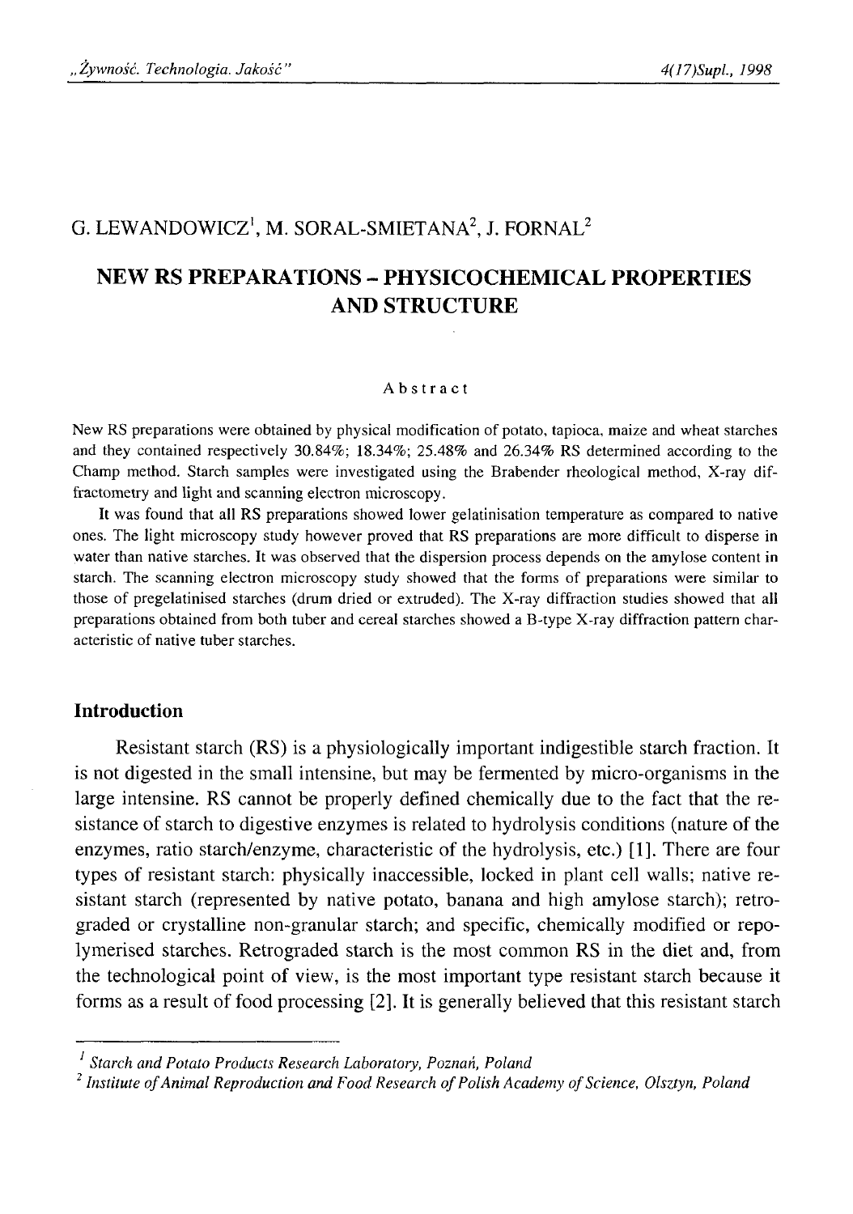G. LEWANDOWICZ[1], M. SORAL-SMIETANA[2], J. FORNAL[2]

# NEW RS PREPARATIONS – PHYSICOCHEMICAL PROPERTIES AND STRUCTURE

## Abstract

New RS preparations were obtained by physical modification of potato, tapioca, maize and wheat starches and they contained respectively 30.84%; 18.34%; 25.48% and 26.34% RS determined according to the Champ method. Starch samples were investigated using the Brabender rheological method, X-ray diffractometry and light and scanning electron microscopy.

It was found that all RS preparations showed lower gelatinisation temperature as compared to native ones. The light microscopy study however proved that RS preparations are more difficult to disperse in water than native starches. It was observed that the dispersion process depends on the amylose content in starch. The scanning electron microscopy study showed that the forms of preparations were similar to those of pregelatinised starches (drum dried or extruded). The X-ray diffraction studies showed that all preparations obtained from both tuber and cereal starches showed a B-type X-ray diffraction pattern characteristic of native tuber starches.

## Introduction

Resistant starch (RS) is a physiologically important indigestible starch fraction. It is not digested in the small intensine, but may be fermented by micro-organisms in the large intensine. RS cannot be properly defined chemically due to the fact that the resistance of starch to digestive enzymes is related to hydrolysis conditions (nature of the enzymes, ratio starch/enzyme, characteristic of the hydrolysis, etc.) [1]. There are four types of resistant starch: physically inaccessible, locked in plant cell walls; native resistant starch (represented by native potato, banana and high amylose starch); retrograded or crystalline non-granular starch; and specific, chemically modified or repolymerised starches. Retrograded starch is the most common RS in the diet and, from the technological point of view, is the most important type resistant starch because it forms as a result of food processing [2]. It is generally believed that this resistant starch

---

[1] *Starch and Potato Products Research Laboratory, Poznań, Poland*

[2] *Institute of Animal Reproduction and Food Research of Polish Academy of Science, Olsztyn, Poland*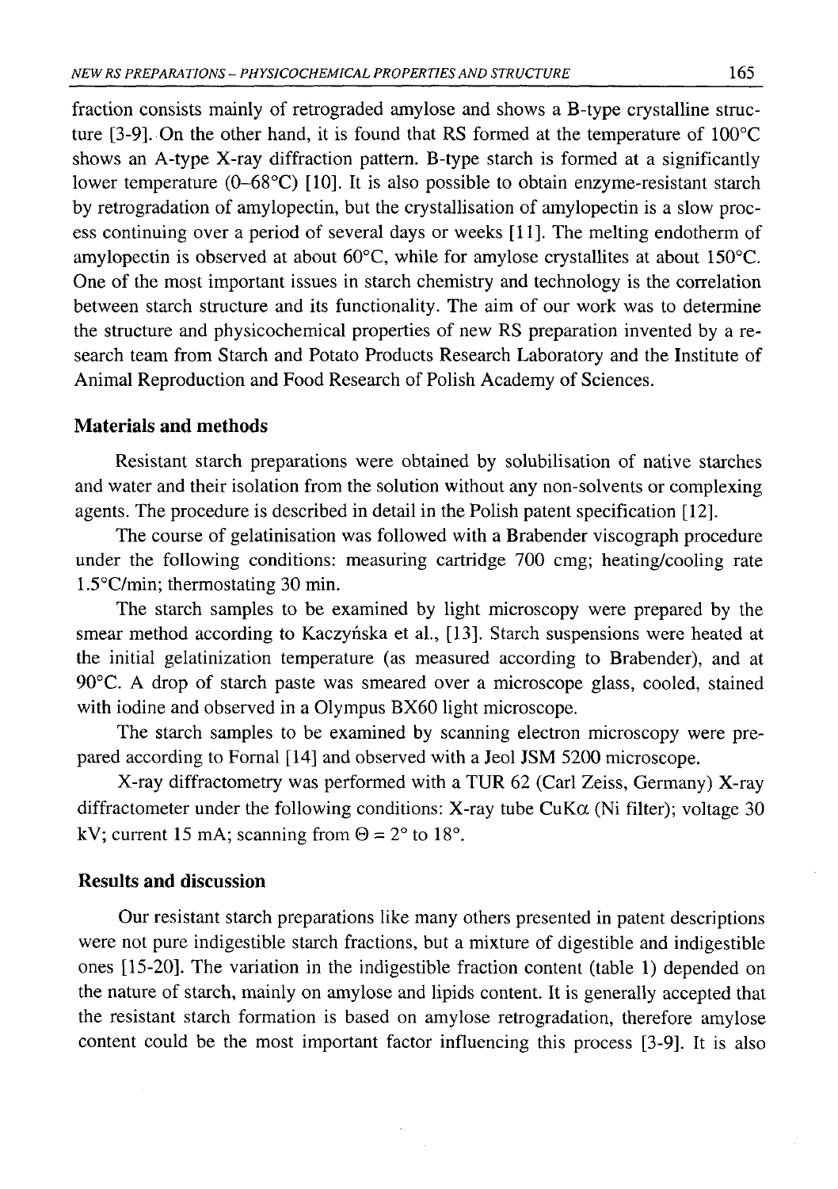fraction consists mainly of retrograded amylose and shows a B-type crystalline structure [3-9]. On the other hand, it is found that RS formed at the temperature of 100°C shows an A-type X-ray diffraction pattern. B-type starch is formed at a significantly lower temperature (0–68°C) [10]. It is also possible to obtain enzyme-resistant starch by retrogradation of amylopectin, but the crystallisation of amylopectin is a slow process continuing over a period of several days or weeks [11]. The melting endotherm of amylopectin is observed at about 60°C, while for amylose crystallites at about 150°C. One of the most important issues in starch chemistry and technology is the correlation between starch structure and its functionality. The aim of our work was to determine the structure and physicochemical properties of new RS preparation invented by a research team from Starch and Potato Products Research Laboratory and the Institute of Animal Reproduction and Food Research of Polish Academy of Sciences.

## Materials and methods

Resistant starch preparations were obtained by solubilisation of native starches and water and their isolation from the solution without any non-solvents or complexing agents. The procedure is described in detail in the Polish patent specification [12].

The course of gelatinisation was followed with a Brabender viscograph procedure under the following conditions: measuring cartridge 700 cmg; heating/cooling rate 1.5°C/min; thermostating 30 min.

The starch samples to be examined by light microscopy were prepared by the smear method according to Kaczyńska et al., [13]. Starch suspensions were heated at the initial gelatinization temperature (as measured according to Brabender), and at 90°C. A drop of starch paste was smeared over a microscope glass, cooled, stained with iodine and observed in a Olympus BX60 light microscope.

The starch samples to be examined by scanning electron microscopy were prepared according to Fornal [14] and observed with a Jeol JSM 5200 microscope.

X-ray diffractometry was performed with a TUR 62 (Carl Zeiss, Germany) X-ray diffractometer under the following conditions: X-ray tube CuKα (Ni filter); voltage 30 kV; current 15 mA; scanning from $\Theta = 2°$ to 18°.

## Results and discussion

Our resistant starch preparations like many others presented in patent descriptions were not pure indigestible starch fractions, but a mixture of digestible and indigestible ones [15-20]. The variation in the indigestible fraction content (table 1) depended on the nature of starch, mainly on amylose and lipids content. It is generally accepted that the resistant starch formation is based on amylose retrogradation, therefore amylose content could be the most important factor influencing this process [3-9]. It is also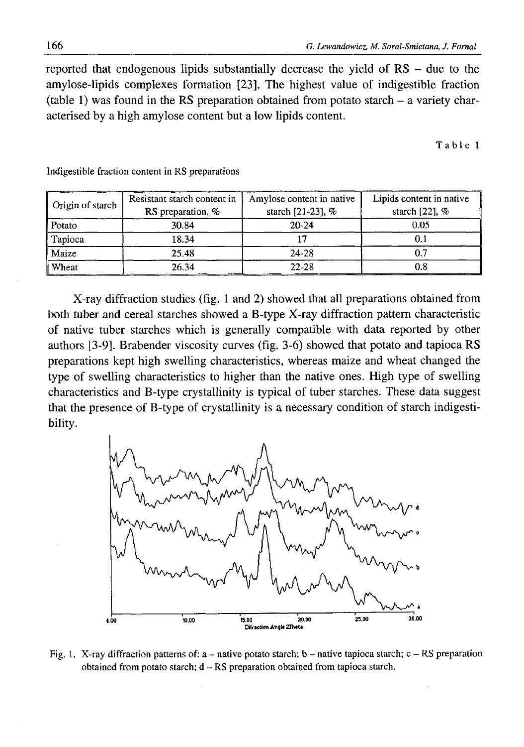reported that endogenous lipids substantially decrease the yield of RS – due to the amylose-lipids complexes formation [23]. The highest value of indigestible fraction (table 1) was found in the RS preparation obtained from potato starch – a variety characterised by a high amylose content but a low lipids content.

Table 1

Indigestible fraction content in RS preparations

| Origin of starch | Resistant starch content in RS preparation, % | Amylose content in native starch [21-23], % | Lipids content in native starch [22], % |
|---|---|---|---|
| Potato | 30.84 | 20-24 | 0.05 |
| Tapioca | 18.34 | 17 | 0.1 |
| Maize | 25.48 | 24-28 | 0.7 |
| Wheat | 26.34 | 22-28 | 0.8 |

X-ray diffraction studies (fig. 1 and 2) showed that all preparations obtained from both tuber and cereal starches showed a B-type X-ray diffraction pattern characteristic of native tuber starches which is generally compatible with data reported by other authors [3-9]. Brabender viscosity curves (fig. 3-6) showed that potato and tapioca RS preparations kept high swelling characteristics, whereas maize and wheat changed the type of swelling characteristics to higher than the native ones. High type of swelling characteristics and B-type crystallinity is typical of tuber starches. These data suggest that the presence of B-type of crystallinity is a necessary condition of starch indigestibility.

Fig. 1. X-ray diffraction patterns of: a – native potato starch; b – native tapioca starch; c – RS preparation obtained from potato starch; d – RS preparation obtained from tapioca starch.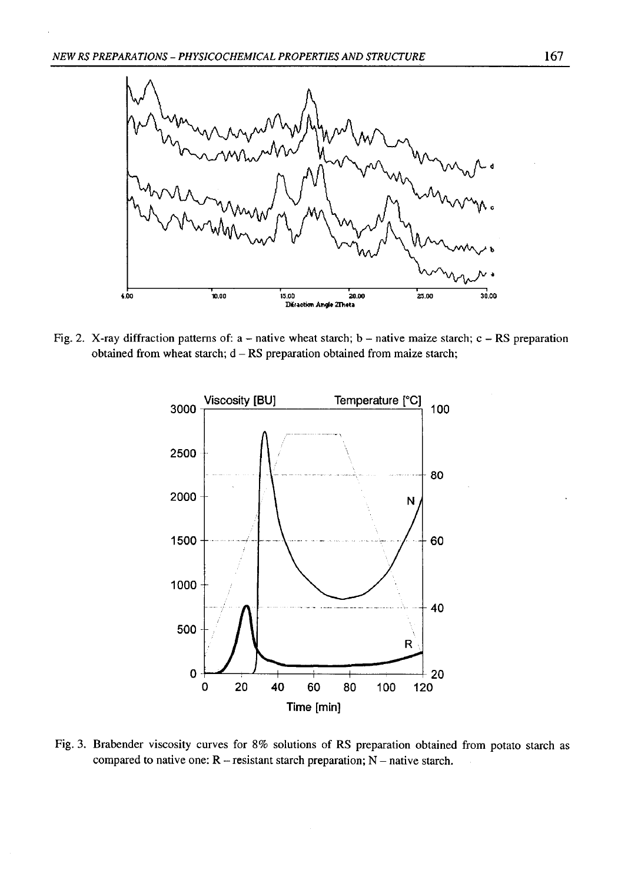Fig. 2. X-ray diffraction patterns of: a – native wheat starch; b – native maize starch; c – RS preparation obtained from wheat starch; d – RS preparation obtained from maize starch;

Fig. 3. Brabender viscosity curves for 8% solutions of RS preparation obtained from potato starch as compared to native one: R – resistant starch preparation; N – native starch.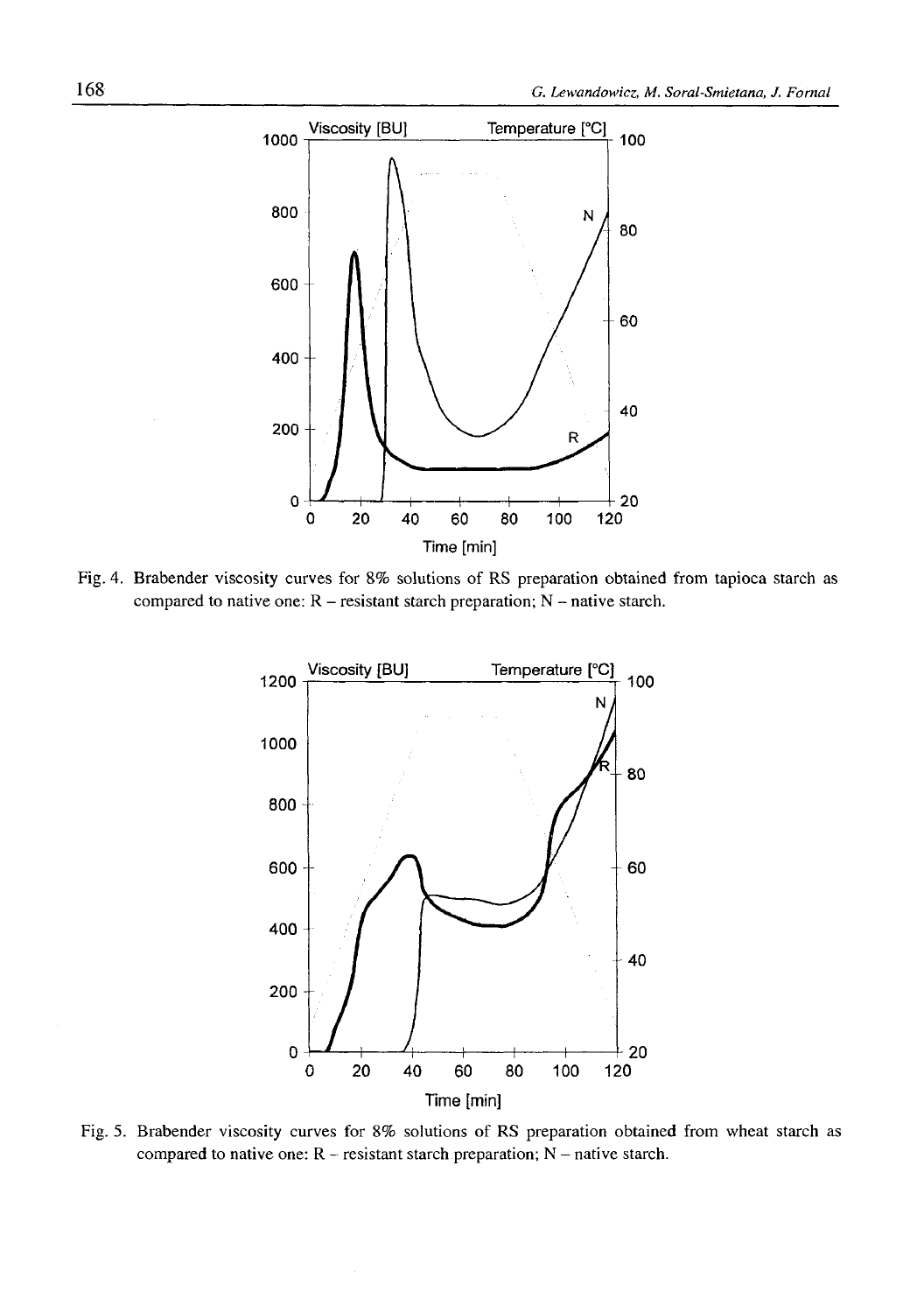Fig. 4. Brabender viscosity curves for 8% solutions of RS preparation obtained from tapioca starch as compared to native one: R – resistant starch preparation; N – native starch.

Fig. 5. Brabender viscosity curves for 8% solutions of RS preparation obtained from wheat starch as compared to native one: R – resistant starch preparation; N – native starch.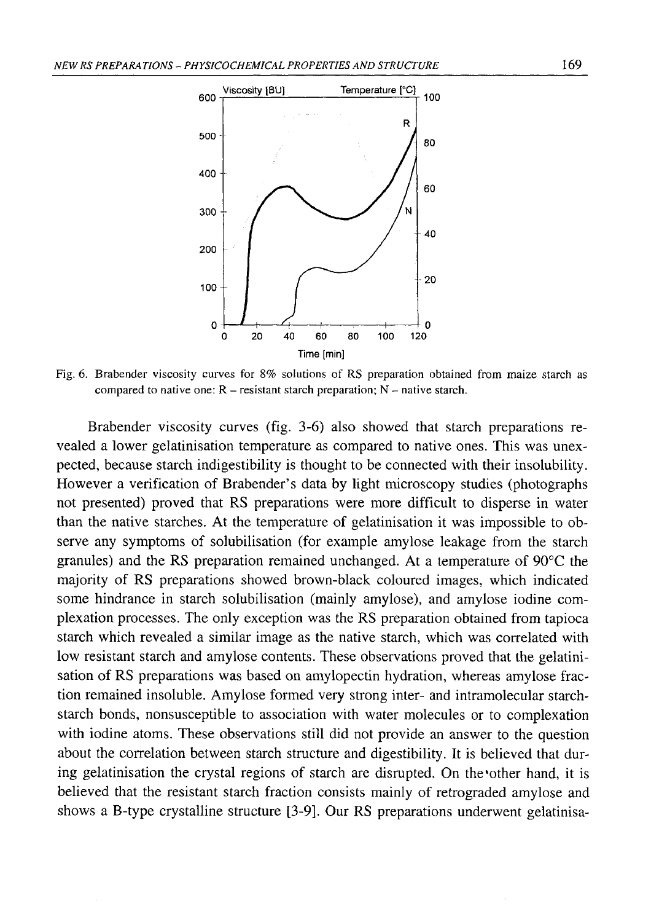Fig. 6. Brabender viscosity curves for 8% solutions of RS preparation obtained from maize starch as compared to native one: R – resistant starch preparation; N – native starch.

Brabender viscosity curves (fig. 3-6) also showed that starch preparations revealed a lower gelatinisation temperature as compared to native ones. This was unexpected, because starch indigestibility is thought to be connected with their insolubility. However a verification of Brabender's data by light microscopy studies (photographs not presented) proved that RS preparations were more difficult to disperse in water than the native starches. At the temperature of gelatinisation it was impossible to observe any symptoms of solubilisation (for example amylose leakage from the starch granules) and the RS preparation remained unchanged. At a temperature of 90°C the majority of RS preparations showed brown-black coloured images, which indicated some hindrance in starch solubilisation (mainly amylose), and amylose iodine complexation processes. The only exception was the RS preparation obtained from tapioca starch which revealed a similar image as the native starch, which was correlated with low resistant starch and amylose contents. These observations proved that the gelatinisation of RS preparations was based on amylopectin hydration, whereas amylose fraction remained insoluble. Amylose formed very strong inter- and intramolecular starch-starch bonds, nonsusceptible to association with water molecules or to complexation with iodine atoms. These observations still did not provide an answer to the question about the correlation between starch structure and digestibility. It is believed that during gelatinisation the crystal regions of starch are disrupted. On the other hand, it is believed that the resistant starch fraction consists mainly of retrograded amylose and shows a B-type crystalline structure [3-9]. Our RS preparations underwent gelatinisa-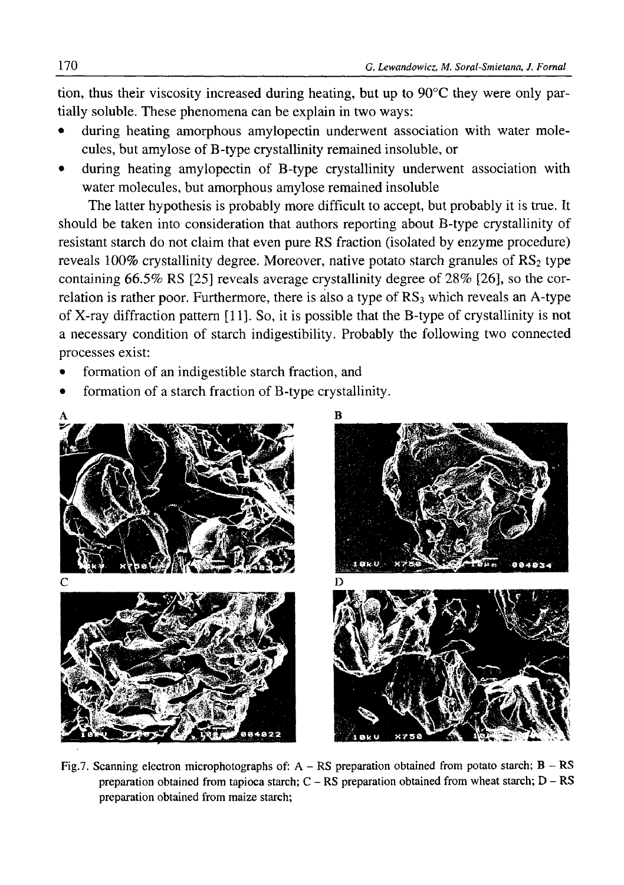tion, thus their viscosity increased during heating, but up to 90°C they were only partially soluble. These phenomena can be explain in two ways:

- during heating amorphous amylopectin underwent association with water molecules, but amylose of B-type crystallinity remained insoluble, or
- during heating amylopectin of B-type crystallinity underwent association with water molecules, but amorphous amylose remained insoluble

The latter hypothesis is probably more difficult to accept, but probably it is true. It should be taken into consideration that authors reporting about B-type crystallinity of resistant starch do not claim that even pure RS fraction (isolated by enzyme procedure) reveals 100% crystallinity degree. Moreover, native potato starch granules of $RS_2$ type containing 66.5% RS [25] reveals average crystallinity degree of 28% [26], so the correlation is rather poor. Furthermore, there is also a type of $RS_3$ which reveals an A-type of X-ray diffraction pattern [11]. So, it is possible that the B-type of crystallinity is not a necessary condition of starch indigestibility. Probably the following two connected processes exist:

- formation of an indigestible starch fraction, and
- formation of a starch fraction of B-type crystallinity.

Fig.7. Scanning electron microphotographs of: A – RS preparation obtained from potato starch; **B** – RS preparation obtained from tapioca starch; C – RS preparation obtained from wheat starch; D – RS preparation obtained from maize starch;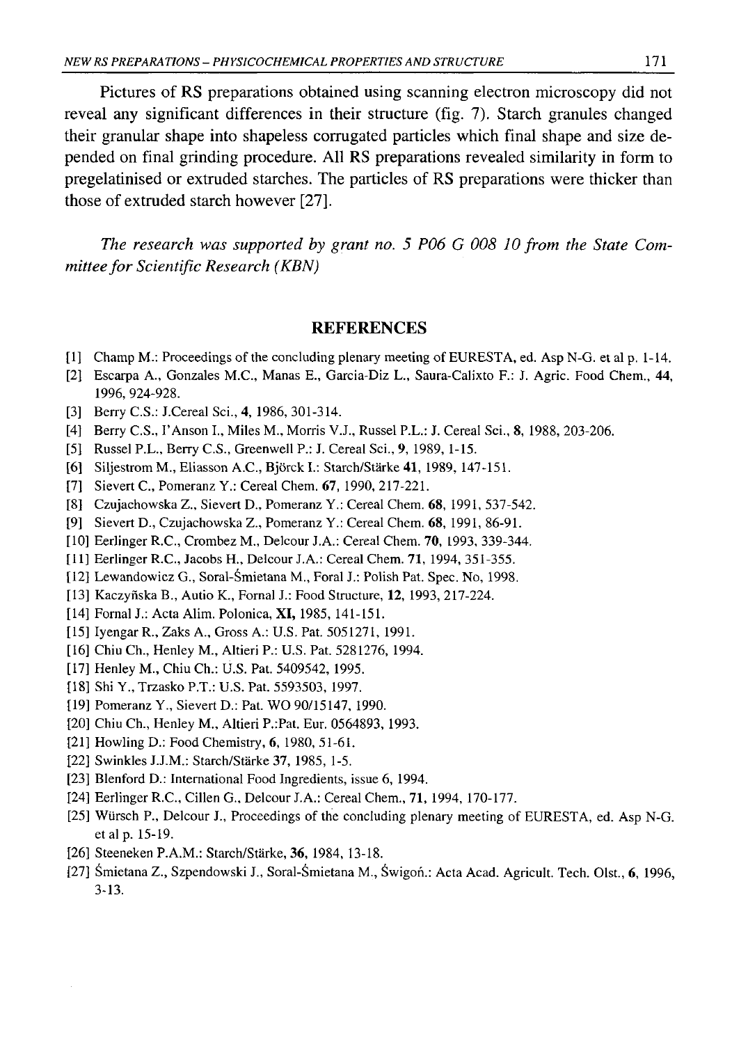Pictures of RS preparations obtained using scanning electron microscopy did not reveal any significant differences in their structure (fig. 7). Starch granules changed their granular shape into shapeless corrugated particles which final shape and size depended on final grinding procedure. All RS preparations revealed similarity in form to pregelatinised or extruded starches. The particles of RS preparations were thicker than those of extruded starch however [27].

*The research was supported by grant no. 5 P06 G 008 10 from the State Committee for Scientific Research (KBN)*

## REFERENCES

[1] Champ M.: Proceedings of the concluding plenary meeting of EURESTA, ed. Asp N-G. et al p. 1-14.
[2] Escarpa A., Gonzales M.C., Manas E., Garcia-Diz L., Saura-Calixto F.: J. Agric. Food Chem., **44**, 1996, 924-928.
[3] Berry C.S.: J.Cereal Sci., **4**, 1986, 301-314.
[4] Berry C.S., I'Anson I., Miles M., Morris V.J., Russel P.L.: J. Cereal Sci., **8**, 1988, 203-206.
[5] Russel P.L., Berry C.S., Greenwell P.: J. Cereal Sci., **9**, 1989, 1-15.
[6] Siljestrom M., Eliasson A.C., Björck I.: Starch/Stärke **41**, 1989, 147-151.
[7] Sievert C., Pomeranz Y.: Cereal Chem. **67**, 1990, 217-221.
[8] Czujachowska Z., Sievert D., Pomeranz Y.: Cereal Chem. **68**, 1991, 537-542.
[9] Sievert D., Czujachowska Z., Pomeranz Y.: Cereal Chem. **68**, 1991, 86-91.
[10] Eerlinger R.C., Crombez M., Delcour J.A.: Cereal Chem. **70**, 1993, 339-344.
[11] Eerlinger R.C., Jacobs H., Delcour J.A.: Cereal Chem. **71**, 1994, 351-355.
[12] Lewandowicz G., Soral-Śmietana M., Foral J.: Polish Pat. Spec. No, 1998.
[13] Kaczyńska B., Autio K., Fornal J.: Food Structure, **12**, 1993, 217-224.
[14] Fornal J.: Acta Alim. Polonica, **XI**, 1985, 141-151.
[15] Iyengar R., Zaks A., Gross A.: U.S. Pat. 5051271, 1991.
[16] Chiu Ch., Henley M., Altieri P.: U.S. Pat. 5281276, 1994.
[17] Henley M., Chiu Ch.: U.S. Pat. 5409542, 1995.
[18] Shi Y., Trzasko P.T.: U.S. Pat. 5593503, 1997.
[19] Pomeranz Y., Sievert D.: Pat. WO 90/15147, 1990.
[20] Chiu Ch., Henley M., Altieri P.:Pat. Eur. 0564893, 1993.
[21] Howling D.: Food Chemistry, **6**, 1980, 51-61.
[22] Swinkles J.J.M.: Starch/Stärke **37**, 1985, 1-5.
[23] Blenford D.: International Food Ingredients, issue 6, 1994.
[24] Eerlinger R.C., Cillen G., Delcour J.A.: Cereal Chem., **71**, 1994, 170-177.
[25] Würsch P., Delcour J., Proceedings of the concluding plenary meeting of EURESTA, ed. Asp N-G. et al p. 15-19.
[26] Steeneken P.A.M.: Starch/Stärke, **36**, 1984, 13-18.
[27] Śmietana Z., Szpendowski J., Soral-Śmietana M., Świgoń.: Acta Acad. Agricult. Tech. Olst., **6**, 1996, 3-13.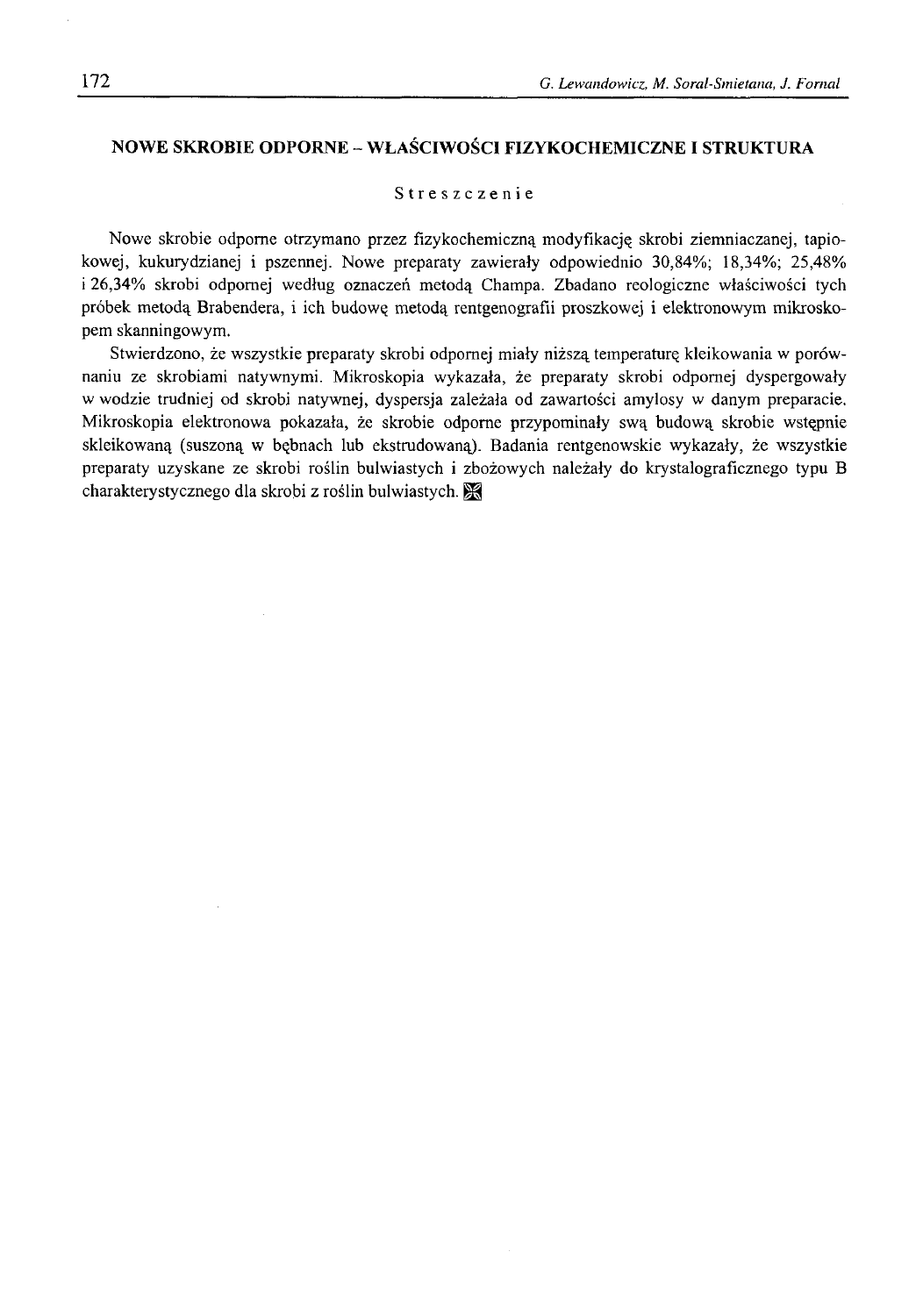## NOWE SKROBIE ODPORNE – WŁAŚCIWOŚCI FIZYKOCHEMICZNE I STRUKTURA

### Streszczenie

Nowe skrobie odporne otrzymano przez fizykochemiczną modyfikację skrobi ziemniaczanej, tapiokowej, kukurydzianej i pszennej. Nowe preparaty zawierały odpowiednio 30,84%; 18,34%; 25,48% i 26,34% skrobi odpornej według oznaczeń metodą Champa. Zbadano reologiczne właściwości tych próbek metodą Brabendera, i ich budowę metodą rentgenografii proszkowej i elektronowym mikroskopem skanningowym.

Stwierdzono, że wszystkie preparaty skrobi odpornej miały niższą temperaturę kleikowania w porównaniu ze skrobiami natywnymi. Mikroskopia wykazała, że preparaty skrobi odpornej dyspergowały w wodzie trudniej od skrobi natywnej, dyspersja zależała od zawartości amylosy w danym preparacie. Mikroskopia elektronowa pokazała, że skrobie odporne przypominały swą budową skrobie wstępnie skleikowaną (suszoną w bębnach lub ekstrudowaną). Badania rentgenowskie wykazały, że wszystkie preparaty uzyskane ze skrobi roślin bulwiastych i zbożowych należały do krystalograficznego typu B charakterystycznego dla skrobi z roślin bulwiastych.